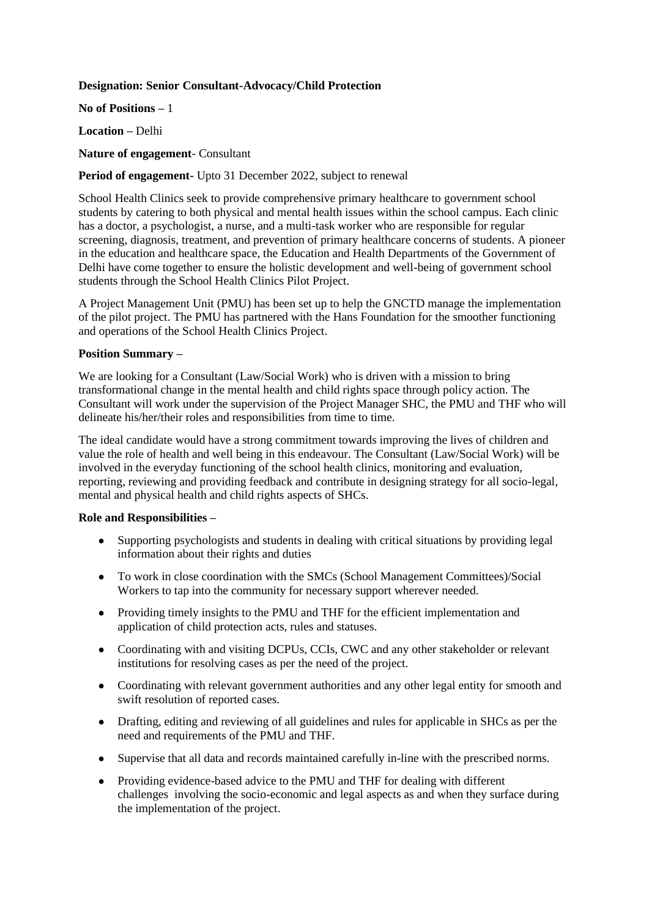**Designation: Senior Consultant-Advocacy/Child Protection**

**No of Positions** – 1

**Location** – Delhi

**Nature of engagement**- Consultant

**Period of engagement-** Upto 31 December 2022, subject to renewal

School Health Clinics seek to provide comprehensive primary healthcare to government school students by catering to both physical and mental health issues within the school campus. Each clinic has a doctor, a psychologist, a nurse, and a multi-task worker who are responsible for regular screening, diagnosis, treatment, and prevention of primary healthcare concerns of students. A pioneer in the education and healthcare space, the Education and Health Departments of the Government of Delhi have come together to ensure the holistic development and well-being of government school students through the School Health Clinics Pilot Project.

A Project Management Unit (PMU) has been set up to help the GNCTD manage the implementation of the pilot project. The PMU has partnered with the Hans Foundation for the smoother functioning and operations of the School Health Clinics Project.

**Position Summary** –

We are looking for a Consultant (Law/Social Work) who is driven with a mission to bring transformational change in the mental health and child rights space through policy action. The Consultant will work under the supervision of the Project Manager SHC, the PMU and THF who will delineate his/her/their roles and responsibilities from time to time.

The ideal candidate would have a strong commitment towards improving the lives of children and value the role of health and well being in this endeavour. The Consultant (Law/Social Work) will be involved in the everyday functioning of the school health clinics, monitoring and evaluation, reporting, reviewing and providing feedback and contribute in designing strategy for all socio-legal, mental and physical health and child rights aspects of SHCs.

**Role and Responsibilities** –

- Supporting psychologists and students in dealing with critical situations by providing legal information about their rights and duties
- To work in close coordination with the SMCs (School Management Committees)/Social Workers to tap into the community for necessary support wherever needed.
- Providing timely insights to the PMU and THF for the efficient implementation and application of child protection acts, rules and statuses.
- Coordinating with and visiting DCPUs, CCIs, CWC and any other stakeholder or relevant institutions for resolving cases as per the need of the project.
- Coordinating with relevant government authorities and any other legal entity for smooth and swift resolution of reported cases.
- Drafting, editing and reviewing of all guidelines and rules for applicable in SHCs as per the need and requirements of the PMU and THF.
- Supervise that all data and records maintained carefully in-line with the prescribed norms.
- Providing evidence-based advice to the PMU and THF for dealing with different challenges involving the socio-economic and legal aspects as and when they surface during the implementation of the project.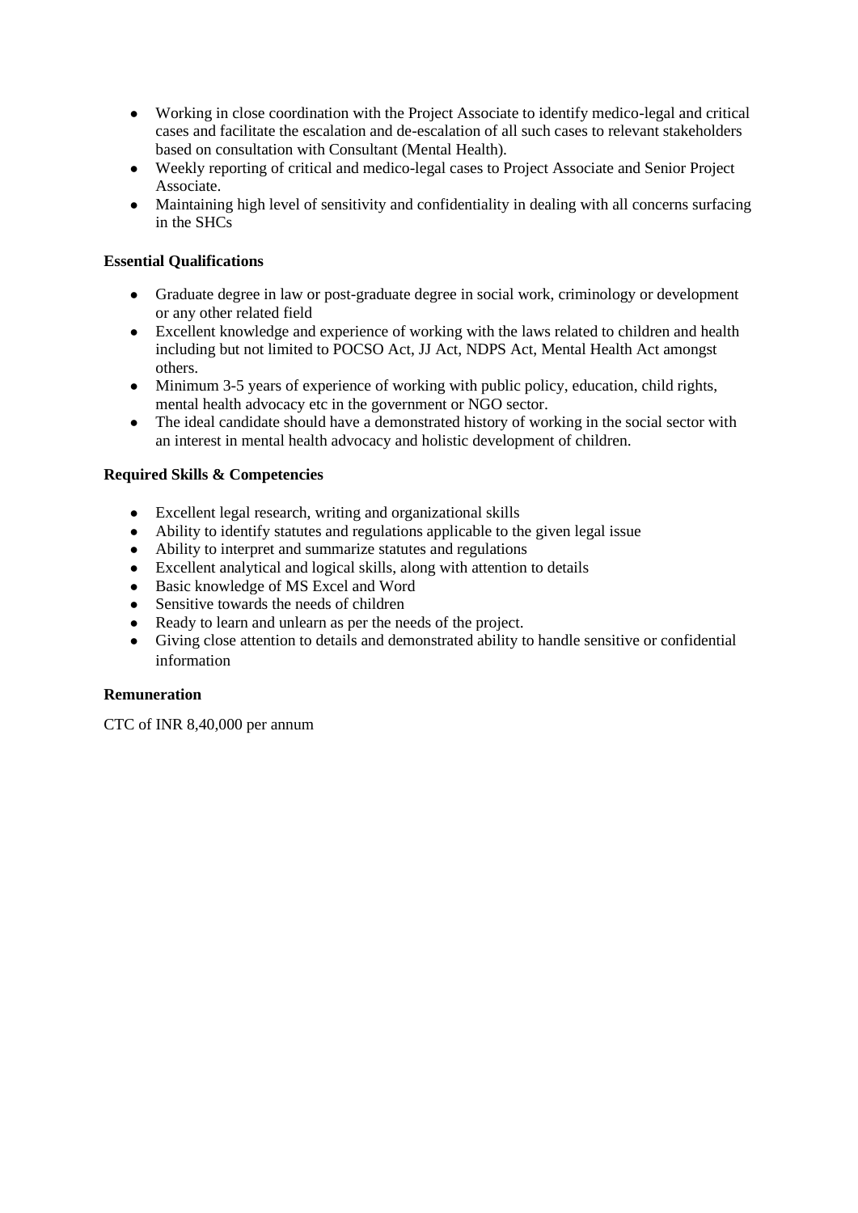- Working in close coordination with the Project Associate to identify medico-legal and critical cases and facilitate the escalation and de-escalation of all such cases to relevant stakeholders based on consultation with Consultant (Mental Health).
- Weekly reporting of critical and medico-legal cases to Project Associate and Senior Project Associate.
- Maintaining high level of sensitivity and confidentiality in dealing with all concerns surfacing in the SHCs

**Essential Qualifications**

- Graduate degree in law or post-graduate degree in social work, criminology or development or any other related field
- Excellent knowledge and experience of working with the laws related to children and health including but not limited to POCSO Act, JJ Act, NDPS Act, Mental Health Act amongst others.
- Minimum 3-5 years of experience of working with public policy, education, child rights, mental health advocacy etc in the government or NGO sector.
- The ideal candidate should have a demonstrated history of working in the social sector with an interest in mental health advocacy and holistic development of children.

**Required Skills & Competencies**

- Excellent legal research, writing and organizational skills
- Ability to identify statutes and regulations applicable to the given legal issue
- Ability to interpret and summarize statutes and regulations
- Excellent analytical and logical skills, along with attention to details
- Basic knowledge of MS Excel and Word
- Sensitive towards the needs of children
- Ready to learn and unlearn as per the needs of the project.
- Giving close attention to details and demonstrated ability to handle sensitive or confidential information

**Remuneration**

CTC of INR 8,40,000 per annum